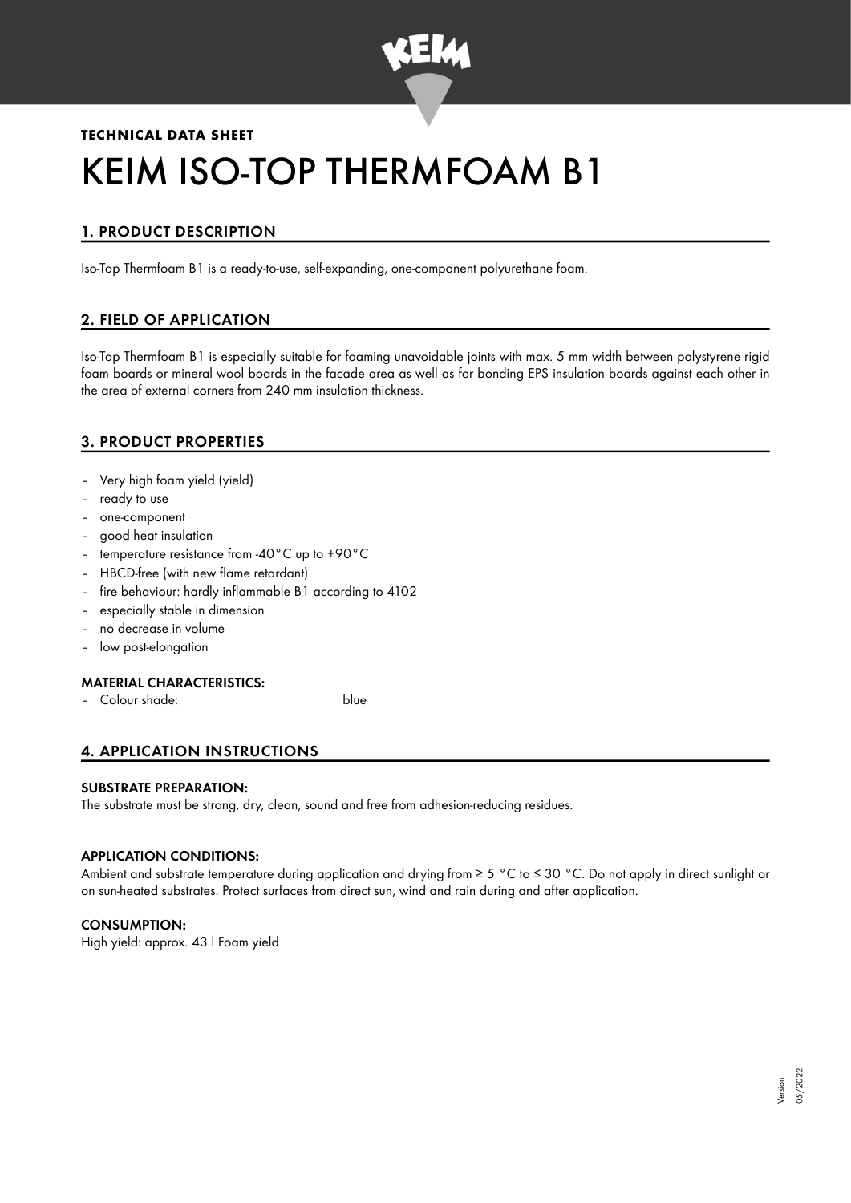**TECHNICAL DATA SHEET**

# KEIM ISO-TOP THERMFOAM B1

## 1. PRODUCT DESCRIPTION

Iso-Top Thermfoam B1 is a ready-to-use, self-expanding, one-component polyurethane foam.

## 2. FIELD OF APPLICATION

Iso-Top Thermfoam B1 is especially suitable for foaming unavoidable joints with max. 5 mm width between polystyrene rigid foam boards or mineral wool boards in the facade area as well as for bonding EPS insulation boards against each other in the area of external corners from 240 mm insulation thickness.

## 3. PRODUCT PROPERTIES

- Very high foam yield (yield)
- ready to use
- one-component
- good heat insulation
- temperature resistance from -40°C up to +90°C
- HBCD-free (with new flame retardant)
- fire behaviour: hardly inflammable B1 according to 4102
- especially stable in dimension
- no decrease in volume
- low post-elongation

### MATERIAL CHARACTERISTICS:

- Colour shade: blue

## 4. APPLICATION INSTRUCTIONS

### SUBSTRATE PREPARATION:

The substrate must be strong, dry, clean, sound and free from adhesion-reducing residues.

### APPLICATION CONDITIONS:

Ambient and substrate temperature during application and drying from ≥ 5 °C to ≤ 30 °C. Do not apply in direct sunlight or on sun-heated substrates. Protect surfaces from direct sun, wind and rain during and after application.

### CONSUMPTION:

High yield: approx. 43 l Foam yield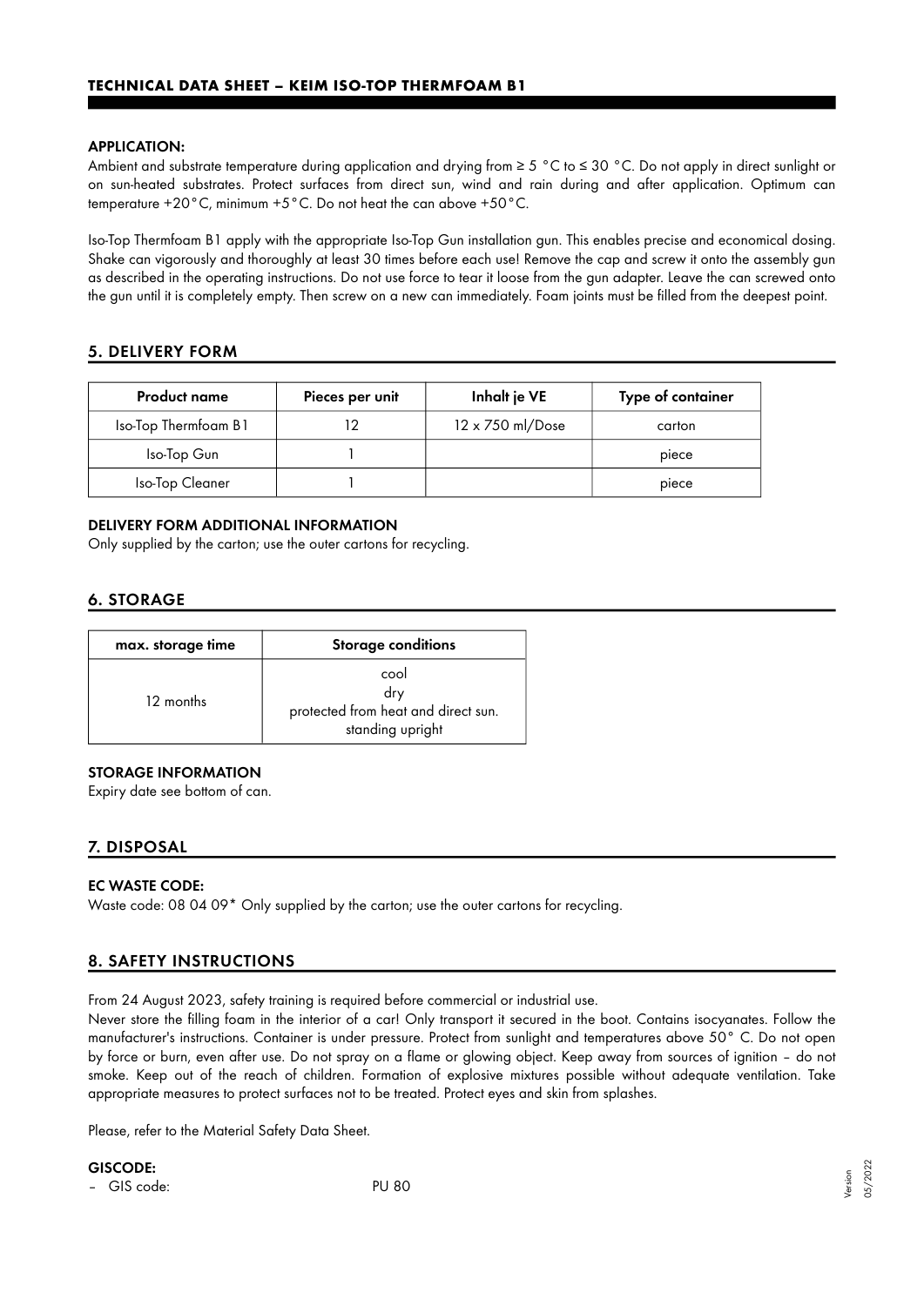### APPLICATION:

Ambient and substrate temperature during application and drying from ≥ 5 °C to ≤ 30 °C. Do not apply in direct sunlight or on sun-heated substrates. Protect surfaces from direct sun, wind and rain during and after application. Optimum can temperature +20°C, minimum +5°C. Do not heat the can above +50°C.

Iso-Top Thermfoam B1 apply with the appropriate Iso-Top Gun installation gun. This enables precise and economical dosing. Shake can vigorously and thoroughly at least 30 times before each use! Remove the cap and screw it onto the assembly gun as described in the operating instructions. Do not use force to tear it loose from the gun adapter. Leave the can screwed onto the gun until it is completely empty. Then screw on a new can immediately. Foam joints must be filled from the deepest point.

## 5. DELIVERY FORM

| Product name | Pieces per unit | Inhalt je VE | Type of container |
|---|---|---|---|
| Iso-Top Thermfoam B1 | 12 | 12 x 750 ml/Dose | carton |
| Iso-Top Gun | 1 | | piece |
| Iso-Top Cleaner | 1 | | piece |

### DELIVERY FORM ADDITIONAL INFORMATION

Only supplied by the carton; use the outer cartons for recycling.

## 6. STORAGE

| max. storage time | Storage conditions |
|---|---|
| 12 months | cool<br>dry<br>protected from heat and direct sun.<br>standing upright |

### STORAGE INFORMATION

Expiry date see bottom of can.

## 7. DISPOSAL

### EC WASTE CODE:

Waste code: 08 04 09* Only supplied by the carton; use the outer cartons for recycling.

## 8. SAFETY INSTRUCTIONS

From 24 August 2023, safety training is required before commercial or industrial use.
Never store the filling foam in the interior of a car! Only transport it secured in the boot. Contains isocyanates. Follow the manufacturer's instructions. Container is under pressure. Protect from sunlight and temperatures above 50° C. Do not open by force or burn, even after use. Do not spray on a flame or glowing object. Keep away from sources of ignition – do not smoke. Keep out of the reach of children. Formation of explosive mixtures possible without adequate ventilation. Take appropriate measures to protect surfaces not to be treated. Protect eyes and skin from splashes.

Please, refer to the Material Safety Data Sheet.

### GISCODE:

– GIS code: PU 80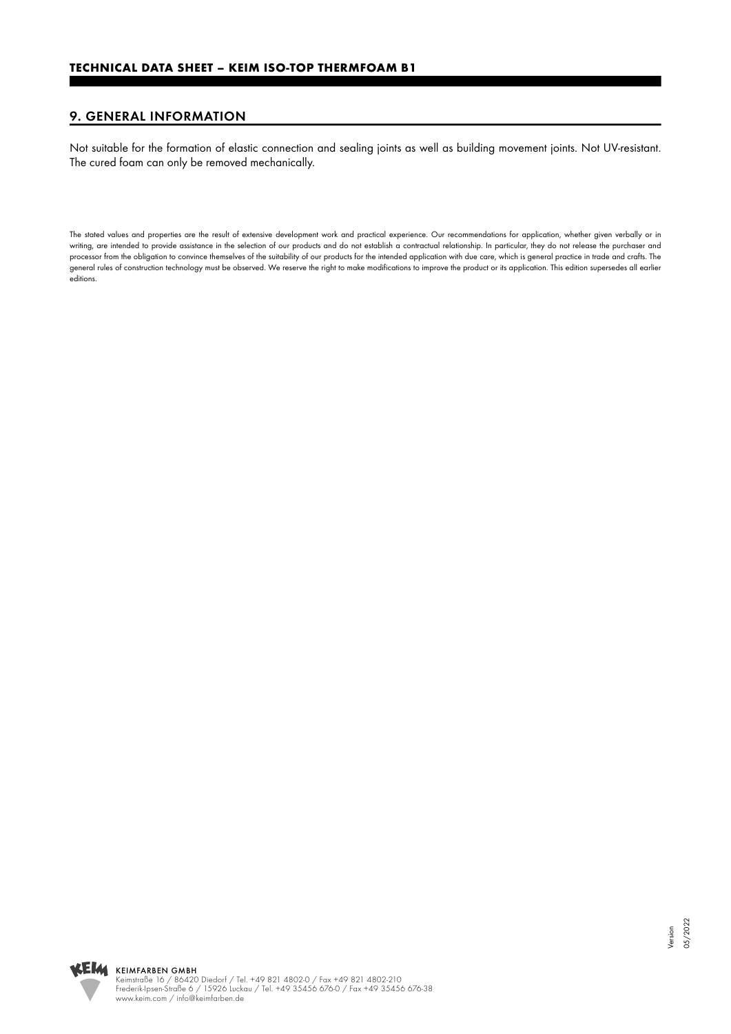## 9. GENERAL INFORMATION

Not suitable for the formation of elastic connection and sealing joints as well as building movement joints. Not UV-resistant. The cured foam can only be removed mechanically.

The stated values and properties are the result of extensive development work and practical experience. Our recommendations for application, whether given verbally or in writing, are intended to provide assistance in the selection of our products and do not establish a contractual relationship. In particular, they do not release the purchaser and processor from the obligation to convince themselves of the suitability of our products for the intended application with due care, which is general practice in trade and crafts. The general rules of construction technology must be observed. We reserve the right to make modifications to improve the product or its application. This edition supersedes all earlier editions.